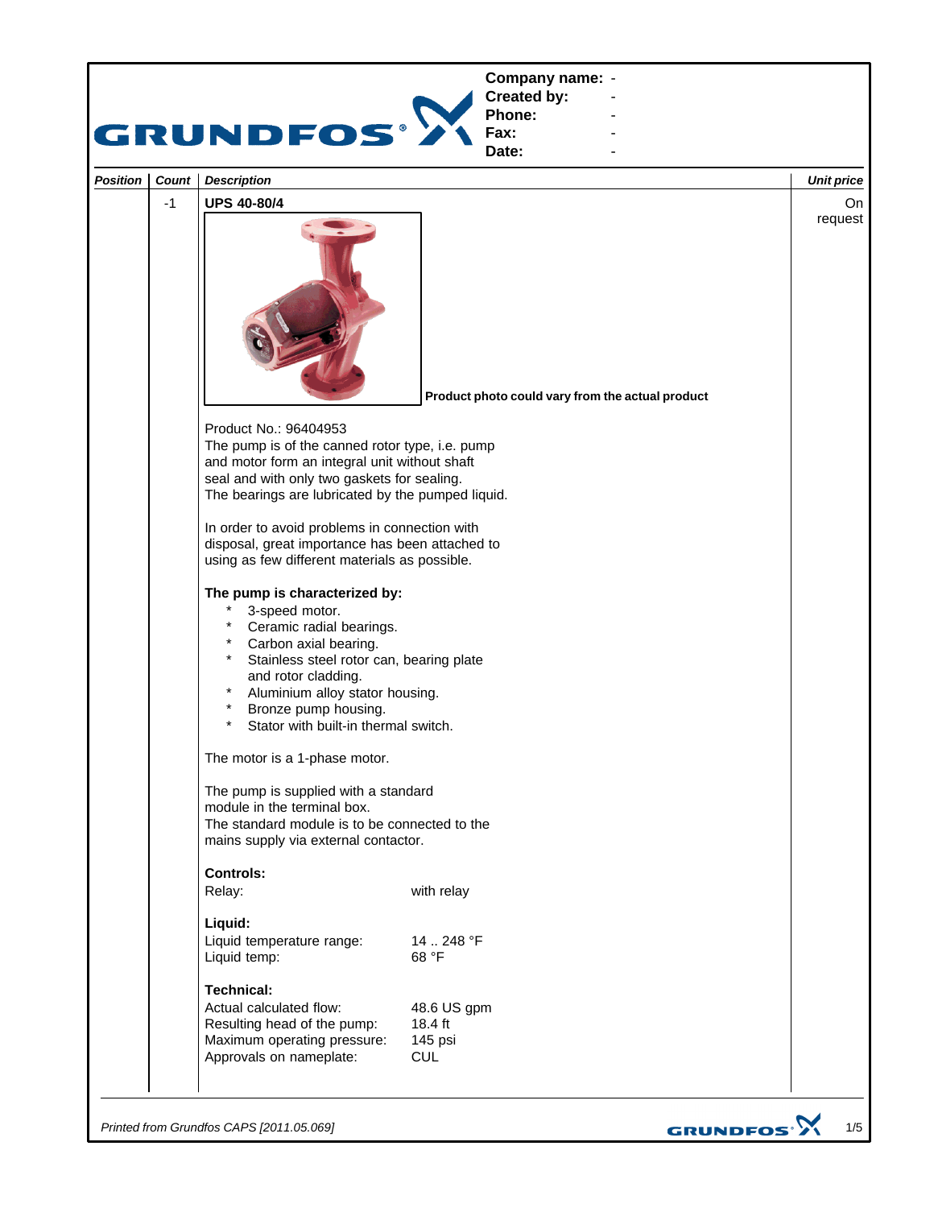| Company name: | - |
|---|---|
| Created by: | - |
| Phone: | - |
| Fax: | - |
| Date: | - |

| Position | Count | Description | Unit price |
|---|---|---|---|
| | -1 | **UPS 40-80/4** | On request |

**Product photo could vary from the actual product**

Product No.: 96404953
The pump is of the canned rotor type, i.e. pump and motor form an integral unit without shaft seal and with only two gaskets for sealing.
The bearings are lubricated by the pumped liquid.

In order to avoid problems in connection with disposal, great importance has been attached to using as few different materials as possible.

**The pump is characterized by:**

- 3-speed motor.
- Ceramic radial bearings.
- Carbon axial bearing.
- Stainless steel rotor can, bearing plate and rotor cladding.
- Aluminium alloy stator housing.
- Bronze pump housing.
- Stator with built-in thermal switch.

The motor is a 1-phase motor.

The pump is supplied with a standard module in the terminal box.
The standard module is to be connected to the mains supply via external contactor.

**Controls:**

| | |
|---|---|
| Relay: | with relay |

**Liquid:**

| | |
|---|---|
| Liquid temperature range: | 14 .. 248 °F |
| Liquid temp: | 68 °F |

**Technical:**

| | |
|---|---|
| Actual calculated flow: | 48.6 US gpm |
| Resulting head of the pump: | 18.4 ft |
| Maximum operating pressure: | 145 psi |
| Approvals on nameplate: | CUL |

*Printed from Grundfos CAPS [2011.05.069]*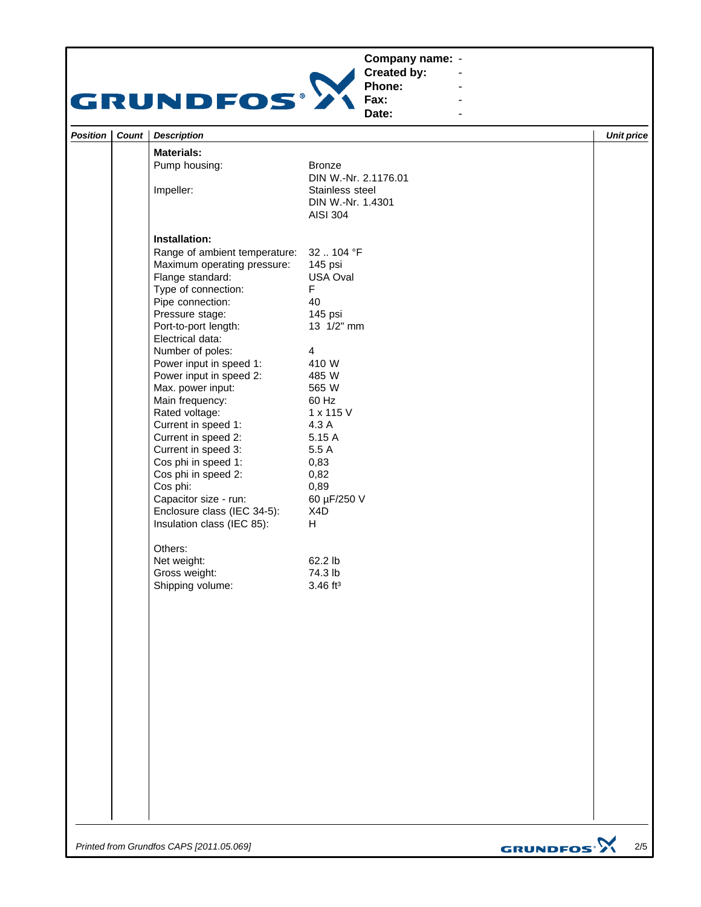**Company name:** -
**Created by:** -
**Phone:** -
**Fax:** -
**Date:** -

| Position | Count | Description | | Unit price |
|---|---|---|---|---|
| | | **Materials:** | | |
| | | Pump housing: | Bronze | |
| | | | DIN W.-Nr. 2.1176.01 | |
| | | Impeller: | Stainless steel | |
| | | | DIN W.-Nr. 1.4301 | |
| | | | AISI 304 | |
| | | **Installation:** | | |
| | | Range of ambient temperature: | 32 .. 104 °F | |
| | | Maximum operating pressure: | 145 psi | |
| | | Flange standard: | USA Oval | |
| | | Type of connection: | F | |
| | | Pipe connection: | 40 | |
| | | Pressure stage: | 145 psi | |
| | | Port-to-port length: | 13 1/2" mm | |
| | | Electrical data: | | |
| | | Number of poles: | 4 | |
| | | Power input in speed 1: | 410 W | |
| | | Power input in speed 2: | 485 W | |
| | | Max. power input: | 565 W | |
| | | Main frequency: | 60 Hz | |
| | | Rated voltage: | 1 x 115 V | |
| | | Current in speed 1: | 4.3 A | |
| | | Current in speed 2: | 5.15 A | |
| | | Current in speed 3: | 5.5 A | |
| | | Cos phi in speed 1: | 0,83 | |
| | | Cos phi in speed 2: | 0,82 | |
| | | Cos phi: | 0,89 | |
| | | Capacitor size - run: | 60 µF/250 V | |
| | | Enclosure class (IEC 34-5): | X4D | |
| | | Insulation class (IEC 85): | H | |
| | | Others: | | |
| | | Net weight: | 62.2 lb | |
| | | Gross weight: | 74.3 lb | |
| | | Shipping volume: | 3.46 ft³ | |

*Printed from Grundfos CAPS [2011.05.069]*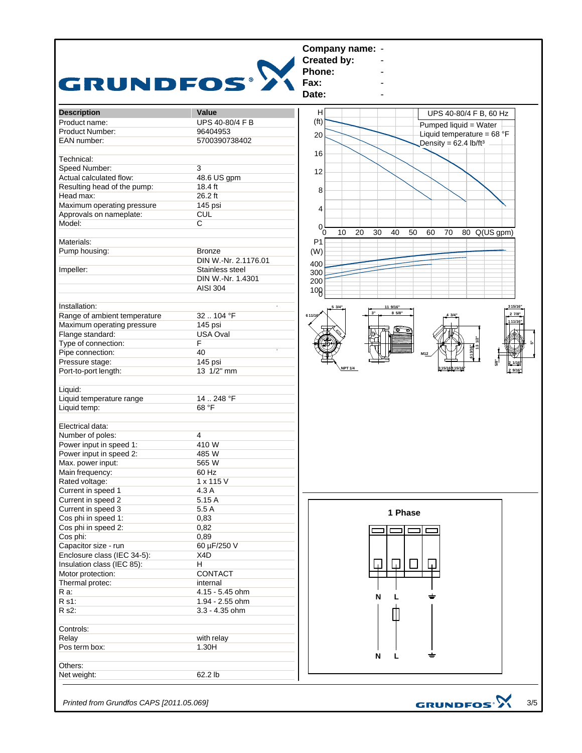**Company name:** -
**Created by:** -
**Phone:** -
**Fax:** -
**Date:** -

| Description | Value |
|---|---|
| Product name: | UPS 40-80/4 F B |
| Product Number: | 96404953 |
| EAN number: | 5700390738402 |
| | |
| Technical: | |
| Speed Number: | 3 |
| Actual calculated flow: | 48.6 US gpm |
| Resulting head of the pump: | 18.4 ft |
| Head max: | 26.2 ft |
| Maximum operating pressure | 145 psi |
| Approvals on nameplate: | CUL |
| Model: | C |
| | |
| Materials: | |
| Pump housing: | Bronze |
| | DIN W.-Nr. 2.1176.01 |
| Impeller: | Stainless steel |
| | DIN W.-Nr. 1.4301 |
| | AISI 304 |
| | |
| Installation: | |
| Range of ambient temperature | 32 .. 104 °F |
| Maximum operating pressure | 145 psi |
| Flange standard: | USA Oval |
| Type of connection: | F |
| Pipe connection: | 40 |
| Pressure stage: | 145 psi |
| Port-to-port length: | 13 1/2" mm |
| | |
| Liquid: | |
| Liquid temperature range | 14 .. 248 °F |
| Liquid temp: | 68 °F |
| | |
| Electrical data: | |
| Number of poles: | 4 |
| Power input in speed 1: | 410 W |
| Power input in speed 2: | 485 W |
| Max. power input: | 565 W |
| Main frequency: | 60 Hz |
| Rated voltage: | 1 x 115 V |
| Current in speed 1 | 4.3 A |
| Current in speed 2 | 5.15 A |
| Current in speed 3 | 5.5 A |
| Cos phi in speed 1: | 0,83 |
| Cos phi in speed 2: | 0,82 |
| Cos phi: | 0,89 |
| Capacitor size - run | 60 µF/250 V |
| Enclosure class (IEC 34-5): | X4D |
| Insulation class (IEC 85): | H |
| Motor protection: | CONTACT |
| Thermal protec: | internal |
| R a: | 4.15 - 5.45 ohm |
| R s1: | 1.94 - 2.55 ohm |
| R s2: | 3.3 - 4.35 ohm |
| | |
| Controls: | |
| Relay | with relay |
| Pos term box: | 1.30H |
| | |
| Others: | |
| Net weight: | 62.2 lb |

UPS 40-80/4 F B, 60 Hz
Pumped liquid = Water
Liquid temperature = 68 °F
Density = 62.4 lb/ft³

H (ft): 0, 4, 8, 12, 16, 20
Q (US gpm): 0, 10, 20, 30, 40, 50, 60, 70, 80
P1 (W): 100, 200, 300, 400

Dimensions: 5 3/4", 6 11/16", 11 9/16", 3", 8 5/8", 4 3/4", 3 15/16", 2 7/8", 1 11/16", 5", 13 1/2", 6 13/16", M12, NPT 1/4, 3 15/16", 3 15/16", 5/8", 2 1/16", 2 9/16"

1 Phase

N L ⏚

N L ⏚

*Printed from Grundfos CAPS [2011.05.069]*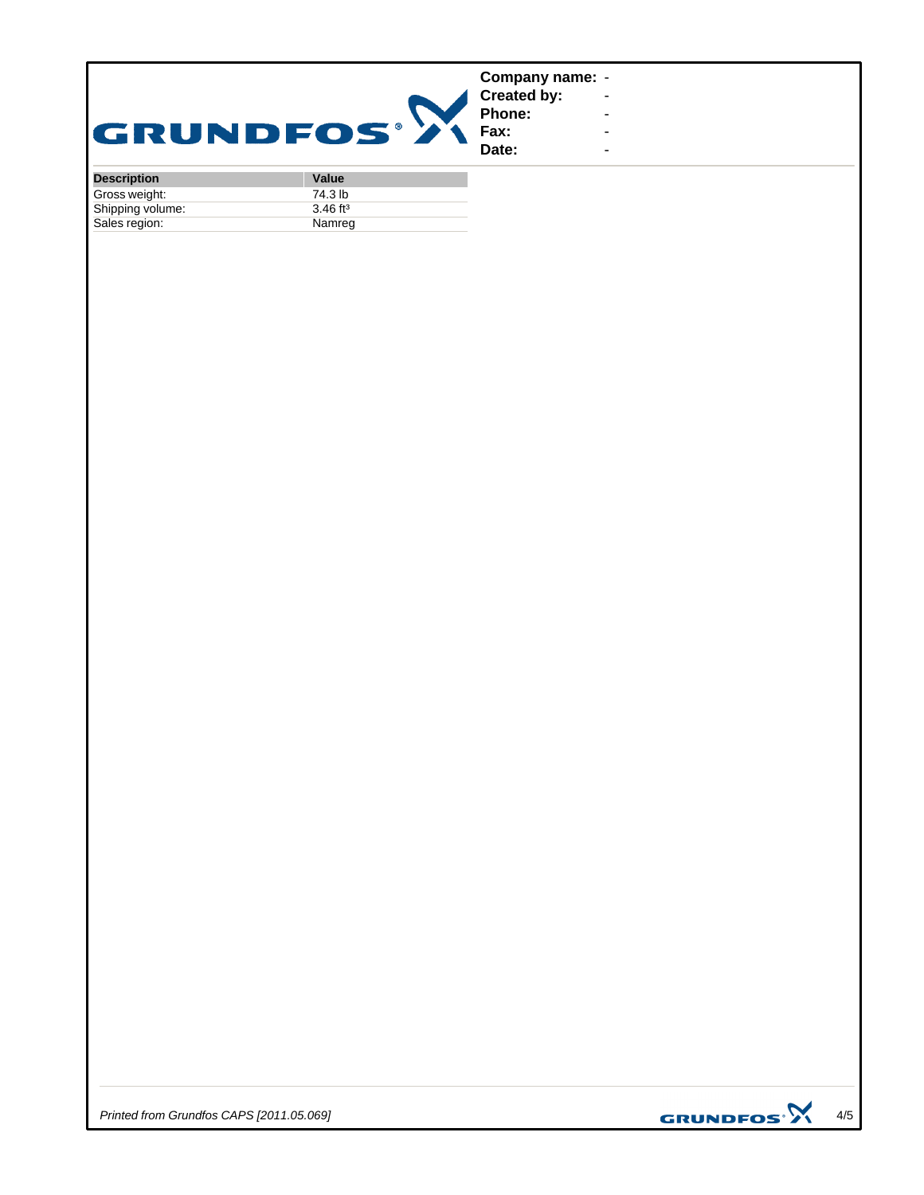| | |
|---|---|
| **Company name:** | - |
| **Created by:** | - |
| **Phone:** | - |
| **Fax:** | - |
| **Date:** | - |

| Description | Value |
|---|---|
| Gross weight: | 74.3 lb |
| Shipping volume: | 3.46 ft³ |
| Sales region: | Namreg |

*Printed from Grundfos CAPS [2011.05.069]*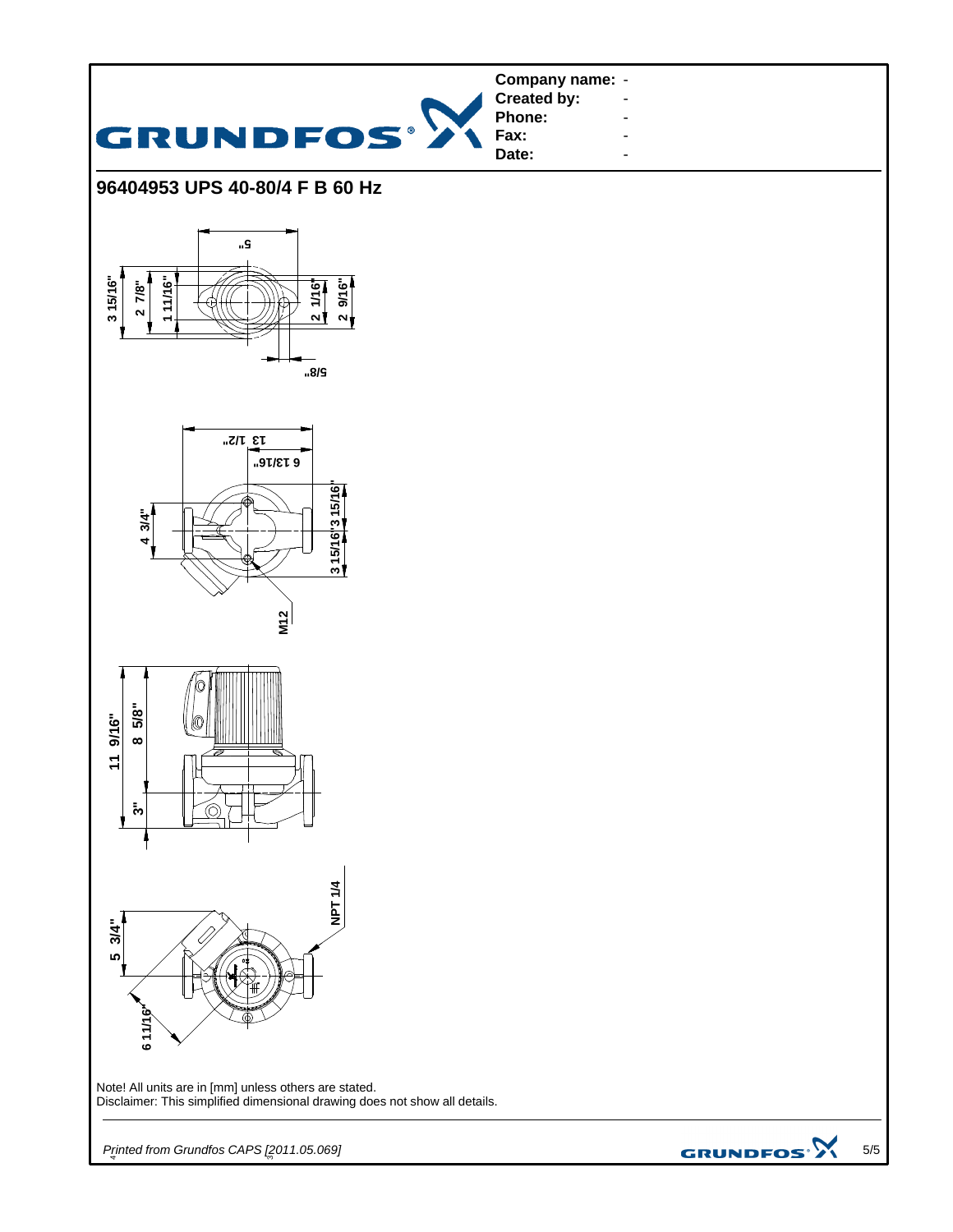**Company name:** -
**Created by:** -
**Phone:** -
**Fax:** -
**Date:** -

## 96404953 UPS 40-80/4 F B 60 Hz

5"

3 15/16"
2 7/8"
1 11/16"
2 1/16"
2 9/16"

5/8"

13 1/2"
6 13/16"

4 3/4"
3 15/16"
3 15/16"

M12

11 9/16"
8 5/8"
3"

NPT 1/4

5 3/4"
6 11/16"

Note! All units are in [mm] unless others are stated.
Disclaimer: This simplified dimensional drawing does not show all details.

*Printed from Grundfos CAPS [2011.05.069]*